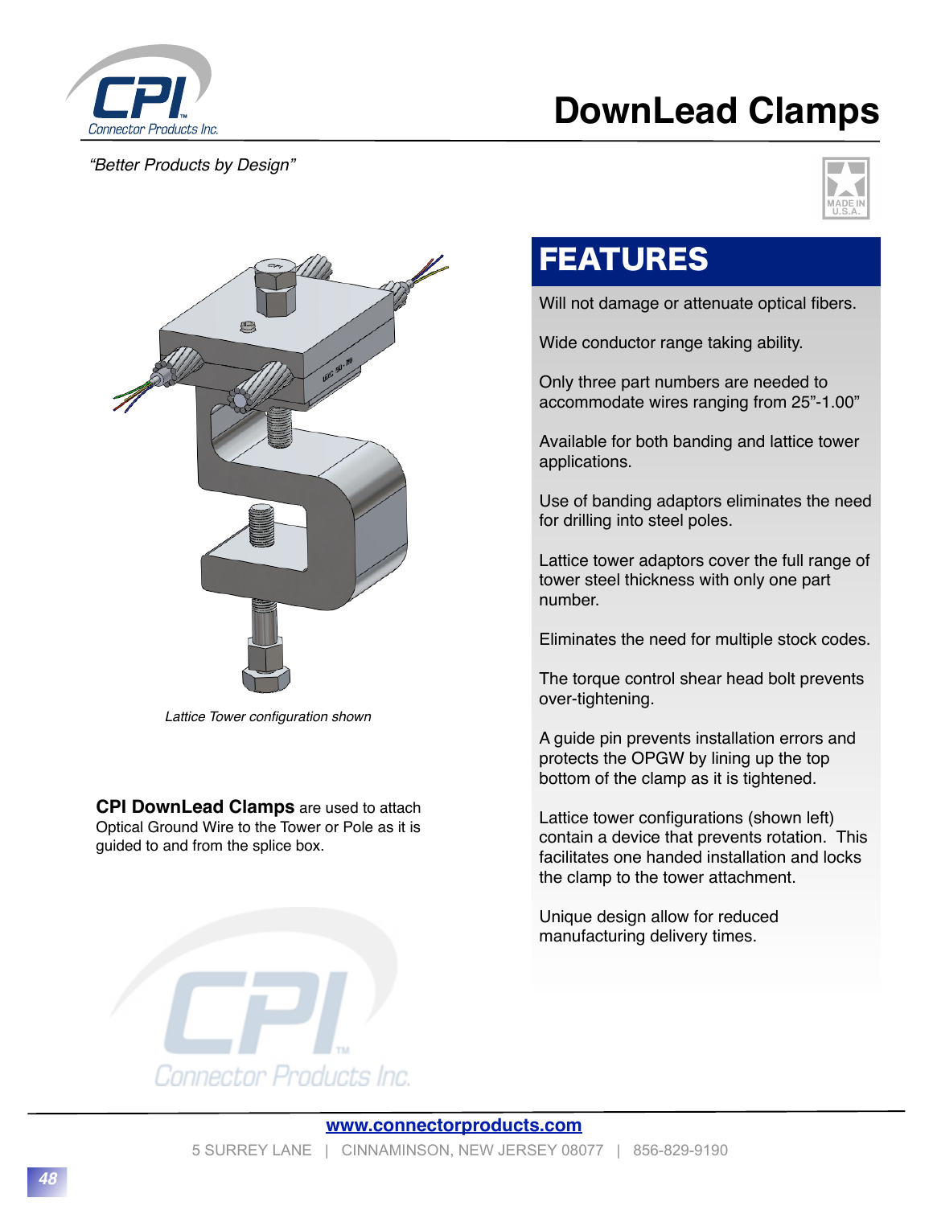# DownLead Clamps

*"Better Products by Design"*

*Lattice Tower configuration shown*

**CPI DownLead Clamps** are used to attach Optical Ground Wire to the Tower or Pole as it is guided to and from the splice box.

## FEATURES

Will not damage or attenuate optical fibers.

Wide conductor range taking ability.

Only three part numbers are needed to accommodate wires ranging from 25"-1.00"

Available for both banding and lattice tower applications.

Use of banding adaptors eliminates the need for drilling into steel poles.

Lattice tower adaptors cover the full range of tower steel thickness with only one part number.

Eliminates the need for multiple stock codes.

The torque control shear head bolt prevents over-tightening.

A guide pin prevents installation errors and protects the OPGW by lining up the top bottom of the clamp as it is tightened.

Lattice tower configurations (shown left) contain a device that prevents rotation. This facilitates one handed installation and locks the clamp to the tower attachment.

Unique design allow for reduced manufacturing delivery times.

www.connectorproducts.com

5 SURREY LANE | CINNAMINSON, NEW JERSEY 08077 | 856-829-9190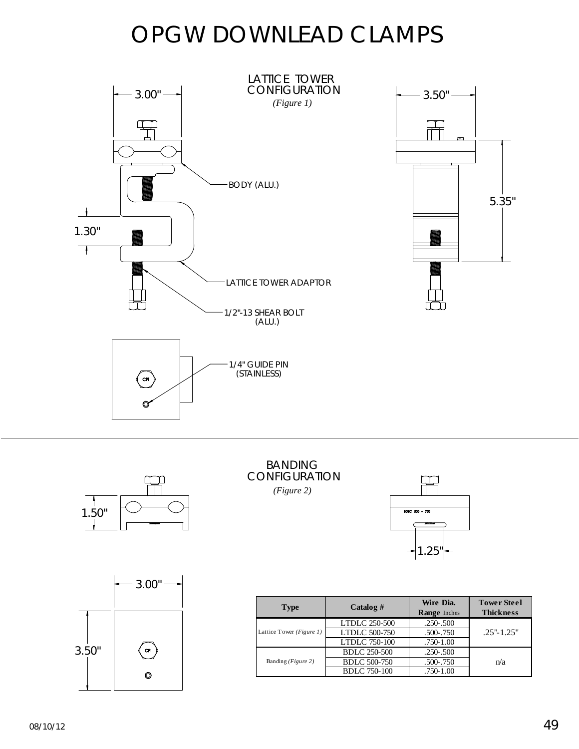# OPGW DOWNLEAD CLAMPS

LATTICE TOWER CONFIGURATION

*(Figure 1)*

3.00"

3.50"

5.35"

1.30"

BODY (ALU.)

LATTICE TOWER ADAPTOR

1/2"-13 SHEAR BOLT (ALU.)

1/4" GUIDE PIN (STAINLESS)

CPI

BANDING CONFIGURATION

*(Figure 2)*

1.50"

1.25"

BDLC 500 - 750

3.00"

3.50"

CPI

| Type | Catalog # | Wire Dia. Range Inches | Tower Steel Thickness |
|---|---|---|---|
| Lattice Tower *(Figure 1)* | LTDLC 250-500 | .250-.500 | .25"-1.25" |
| | LTDLC 500-750 | .500-.750 | |
| | LTDLC 750-100 | .750-1.00 | |
| Banding *(Figure 2)* | BDLC 250-500 | .250-.500 | n/a |
| | BDLC 500-750 | .500-.750 | |
| | BDLC 750-100 | .750-1.00 | |

08/10/12